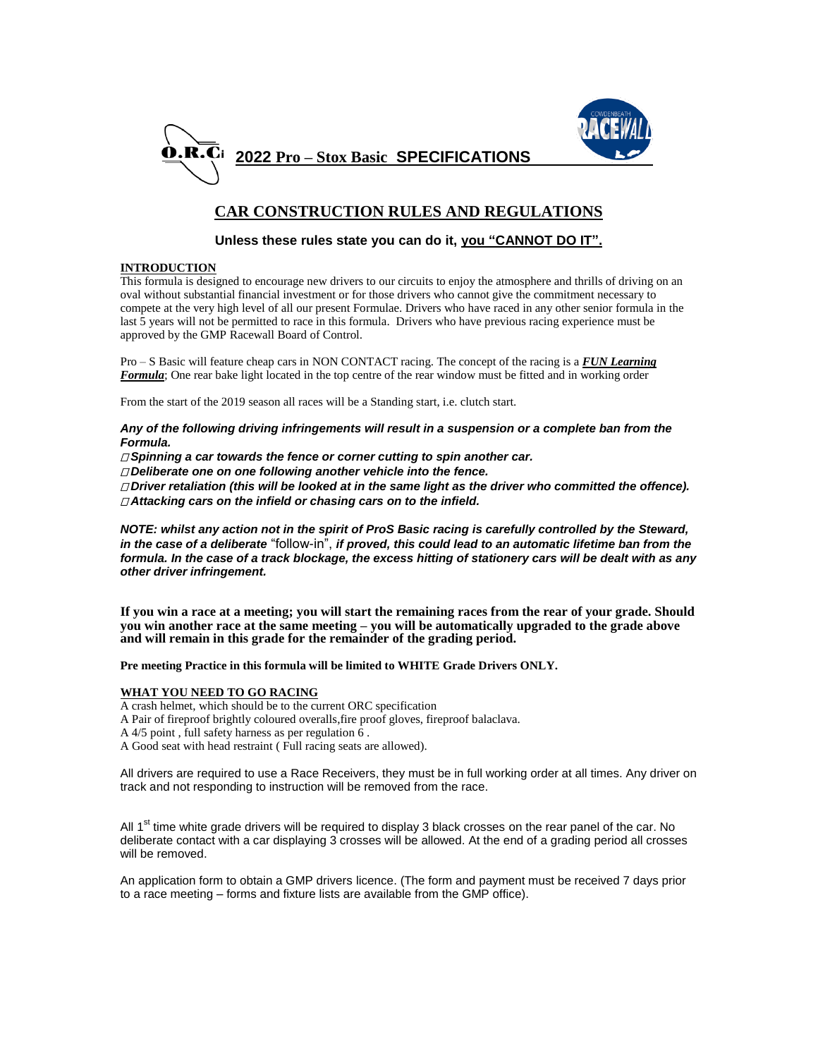# O.R.Ci 2022 Pro – Stox Basic SPECIFICATIONS

## CAR CONSTRUCTION RULES AND REGULATIONS

**Unless these rules state you can do it, you "CANNOT DO IT".**

**INTRODUCTION**

This formula is designed to encourage new drivers to our circuits to enjoy the atmosphere and thrills of driving on an oval without substantial financial investment or for those drivers who cannot give the commitment necessary to compete at the very high level of all our present Formulae. Drivers who have raced in any other senior formula in the last 5 years will not be permitted to race in this formula. Drivers who have previous racing experience must be approved by the GMP Racewall Board of Control.

Pro – S Basic will feature cheap cars in NON CONTACT racing. The concept of the racing is a ***FUN Learning Formula***; One rear bake light located in the top centre of the rear window must be fitted and in working order

From the start of the 2019 season all races will be a Standing start, i.e. clutch start.

***Any of the following driving infringements will result in a suspension or a complete ban from the Formula.***

- ***Spinning a car towards the fence or corner cutting to spin another car.***
- ***Deliberate one on one following another vehicle into the fence.***
- ***Driver retaliation (this will be looked at in the same light as the driver who committed the offence).***
- ***Attacking cars on the infield or chasing cars on to the infield.***

***NOTE: whilst any action not in the spirit of ProS Basic racing is carefully controlled by the Steward, in the case of a deliberate*** "follow-in", ***if proved, this could lead to an automatic lifetime ban from the formula. In the case of a track blockage, the excess hitting of stationery cars will be dealt with as any other driver infringement.***

**If you win a race at a meeting; you will start the remaining races from the rear of your grade. Should you win another race at the same meeting – you will be automatically upgraded to the grade above and will remain in this grade for the remainder of the grading period.**

**Pre meeting Practice in this formula will be limited to WHITE Grade Drivers ONLY.**

**WHAT YOU NEED TO GO RACING**

A crash helmet, which should be to the current ORC specification
A Pair of fireproof brightly coloured overalls,fire proof gloves, fireproof balaclava.
A 4/5 point , full safety harness as per regulation 6 .
A Good seat with head restraint ( Full racing seats are allowed).

All drivers are required to use a Race Receivers, they must be in full working order at all times. Any driver on track and not responding to instruction will be removed from the race.

All 1st time white grade drivers will be required to display 3 black crosses on the rear panel of the car. No deliberate contact with a car displaying 3 crosses will be allowed. At the end of a grading period all crosses will be removed.

An application form to obtain a GMP drivers licence. (The form and payment must be received 7 days prior to a race meeting – forms and fixture lists are available from the GMP office).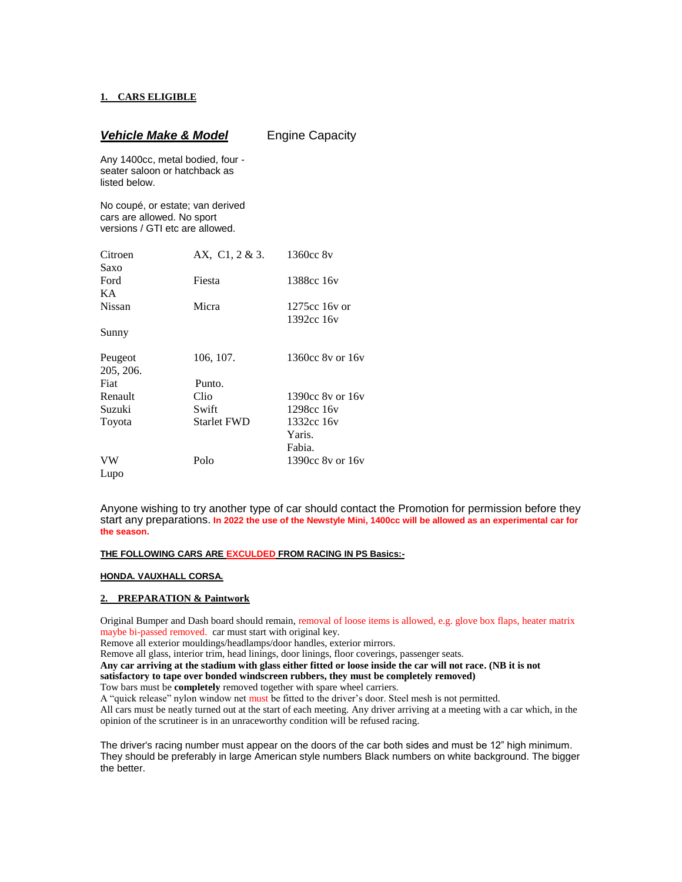**1. CARS ELIGIBLE**

| ***Vehicle Make & Model*** | | Engine Capacity |
|---|---|---|
| Any 1400cc, metal bodied, four - seater saloon or hatchback as listed below. | | |
| No coupé, or estate; van derived cars are allowed. No sport versions / GTI etc are allowed. | | |
| Citroen | AX, C1, 2 & 3. | 1360cc 8v |
| Saxo | | |
| Ford | Fiesta | 1388cc 16v |
| KA | | |
| Nissan | Micra | 1275cc 16v or 1392cc 16v |
| Sunny | | |
| Peugeot | 106, 107. | 1360cc 8v or 16v |
| 205, 206. | | |
| Fiat | Punto. | |
| Renault | Clio | 1390cc 8v or 16v |
| Suzuki | Swift | 1298cc 16v |
| Toyota | Starlet FWD | 1332cc 16v |
| | | Yaris. |
| | | Fabia. |
| VW | Polo | 1390cc 8v or 16v |
| Lupo | | |

Anyone wishing to try another type of car should contact the Promotion for permission before they start any preparations. **In 2022 the use of the Newstyle Mini, 1400cc will be allowed as an experimental car for the season.**

**THE FOLLOWING CARS ARE EXCULDED FROM RACING IN PS Basics:-**

**HONDA. VAUXHALL CORSA.**

**2. PREPARATION & Paintwork**

Original Bumper and Dash board should remain, removal of loose items is allowed, e.g. glove box flaps, heater matrix maybe bi-passed removed. car must start with original key.
Remove all exterior mouldings/headlamps/door handles, exterior mirrors.
Remove all glass, interior trim, head linings, door linings, floor coverings, passenger seats.
**Any car arriving at the stadium with glass either fitted or loose inside the car will not race. (NB it is not satisfactory to tape over bonded windscreen rubbers, they must be completely removed)**
Tow bars must be **completely** removed together with spare wheel carriers.
A "quick release" nylon window net must be fitted to the driver's door. Steel mesh is not permitted.
All cars must be neatly turned out at the start of each meeting. Any driver arriving at a meeting with a car which, in the opinion of the scrutineer is in an unraceworthy condition will be refused racing.

The driver's racing number must appear on the doors of the car both sides and must be 12" high minimum. They should be preferably in large American style numbers Black numbers on white background. The bigger the better.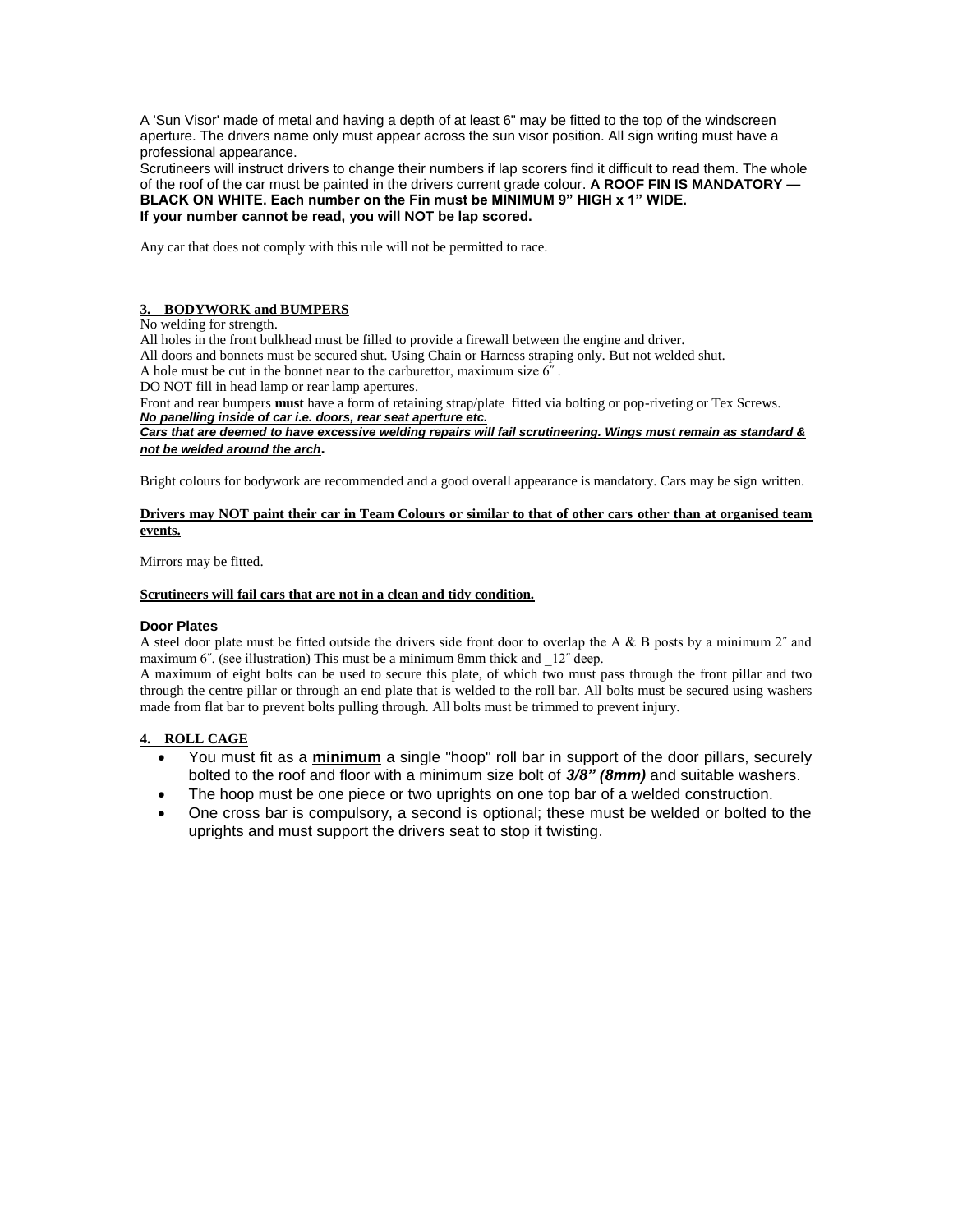A 'Sun Visor' made of metal and having a depth of at least 6" may be fitted to the top of the windscreen aperture. The drivers name only must appear across the sun visor position. All sign writing must have a professional appearance.

Scrutineers will instruct drivers to change their numbers if lap scorers find it difficult to read them. The whole of the roof of the car must be painted in the drivers current grade colour. **A ROOF FIN IS MANDATORY — BLACK ON WHITE. Each number on the Fin must be MINIMUM 9" HIGH x 1" WIDE.**
**If your number cannot be read, you will NOT be lap scored.**

Any car that does not comply with this rule will not be permitted to race.

## 3. BODYWORK and BUMPERS

No welding for strength.

All holes in the front bulkhead must be filled to provide a firewall between the engine and driver.

All doors and bonnets must be secured shut. Using Chain or Harness straping only. But not welded shut.

A hole must be cut in the bonnet near to the carburettor, maximum size 6″ .

DO NOT fill in head lamp or rear lamp apertures.

Front and rear bumpers **must** have a form of retaining strap/plate fitted via bolting or pop-riveting or Tex Screws.

***No panelling inside of car i.e. doors, rear seat aperture etc.***

***Cars that are deemed to have excessive welding repairs will fail scrutineering. Wings must remain as standard & not be welded around the arch.***

Bright colours for bodywork are recommended and a good overall appearance is mandatory. Cars may be sign written.

**Drivers may NOT paint their car in Team Colours or similar to that of other cars other than at organised team events.**

Mirrors may be fitted.

**Scrutineers will fail cars that are not in a clean and tidy condition.**

### Door Plates

A steel door plate must be fitted outside the drivers side front door to overlap the A & B posts by a minimum 2″ and maximum 6″. (see illustration) This must be a minimum 8mm thick and _12″ deep.

A maximum of eight bolts can be used to secure this plate, of which two must pass through the front pillar and two through the centre pillar or through an end plate that is welded to the roll bar. All bolts must be secured using washers made from flat bar to prevent bolts pulling through. All bolts must be trimmed to prevent injury.

## 4. ROLL CAGE

- You must fit as a **minimum** a single "hoop" roll bar in support of the door pillars, securely bolted to the roof and floor with a minimum size bolt of ***3/8" (8mm)*** and suitable washers.
- The hoop must be one piece or two uprights on one top bar of a welded construction.
- One cross bar is compulsory, a second is optional; these must be welded or bolted to the uprights and must support the drivers seat to stop it twisting.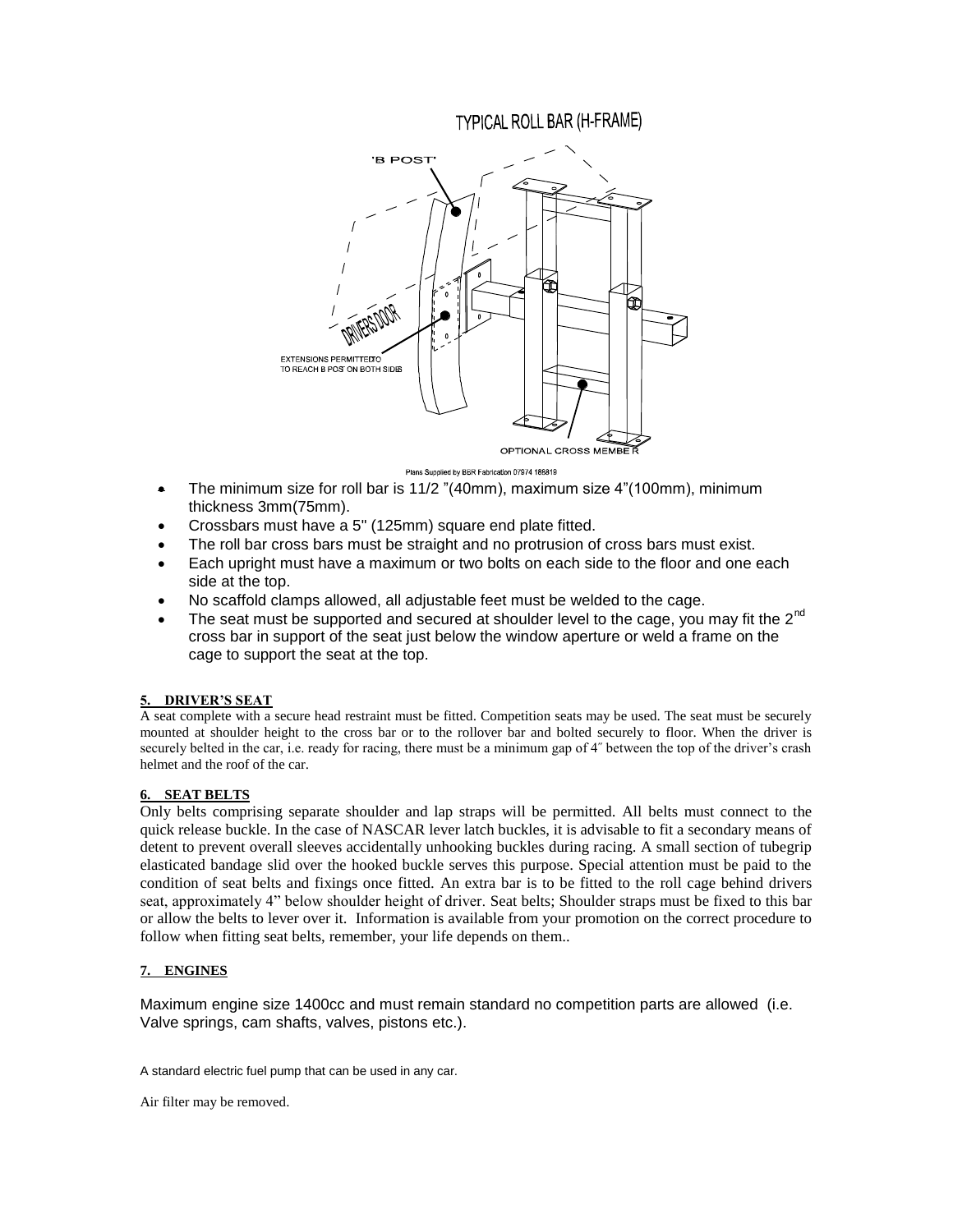TYPICAL ROLL BAR (H-FRAME)

'B POST'

DRIVERS DOOR

EXTENSIONS PERMITTED TO TO REACH B POST ON BOTH SIDES

OPTIONAL CROSS MEMBER

Plans Supplied by BBR Fabrication 07974 186819

- The minimum size for roll bar is 11/2 "(40mm), maximum size 4"(100mm), minimum thickness 3mm(75mm).
- Crossbars must have a 5" (125mm) square end plate fitted.
- The roll bar cross bars must be straight and no protrusion of cross bars must exist.
- Each upright must have a maximum or two bolts on each side to the floor and one each side at the top.
- No scaffold clamps allowed, all adjustable feet must be welded to the cage.
- The seat must be supported and secured at shoulder level to the cage, you may fit the 2nd cross bar in support of the seat just below the window aperture or weld a frame on the cage to support the seat at the top.

## 5. DRIVER'S SEAT

A seat complete with a secure head restraint must be fitted. Competition seats may be used. The seat must be securely mounted at shoulder height to the cross bar or to the rollover bar and bolted securely to floor. When the driver is securely belted in the car, i.e. ready for racing, there must be a minimum gap of 4″ between the top of the driver's crash helmet and the roof of the car.

## 6. SEAT BELTS

Only belts comprising separate shoulder and lap straps will be permitted. All belts must connect to the quick release buckle. In the case of NASCAR lever latch buckles, it is advisable to fit a secondary means of detent to prevent overall sleeves accidentally unhooking buckles during racing. A small section of tubegrip elasticated bandage slid over the hooked buckle serves this purpose. Special attention must be paid to the condition of seat belts and fixings once fitted. An extra bar is to be fitted to the roll cage behind drivers seat, approximately 4" below shoulder height of driver. Seat belts; Shoulder straps must be fixed to this bar or allow the belts to lever over it. Information is available from your promotion on the correct procedure to follow when fitting seat belts, remember, your life depends on them..

## 7. ENGINES

Maximum engine size 1400cc and must remain standard no competition parts are allowed (i.e. Valve springs, cam shafts, valves, pistons etc.).

A standard electric fuel pump that can be used in any car.

Air filter may be removed.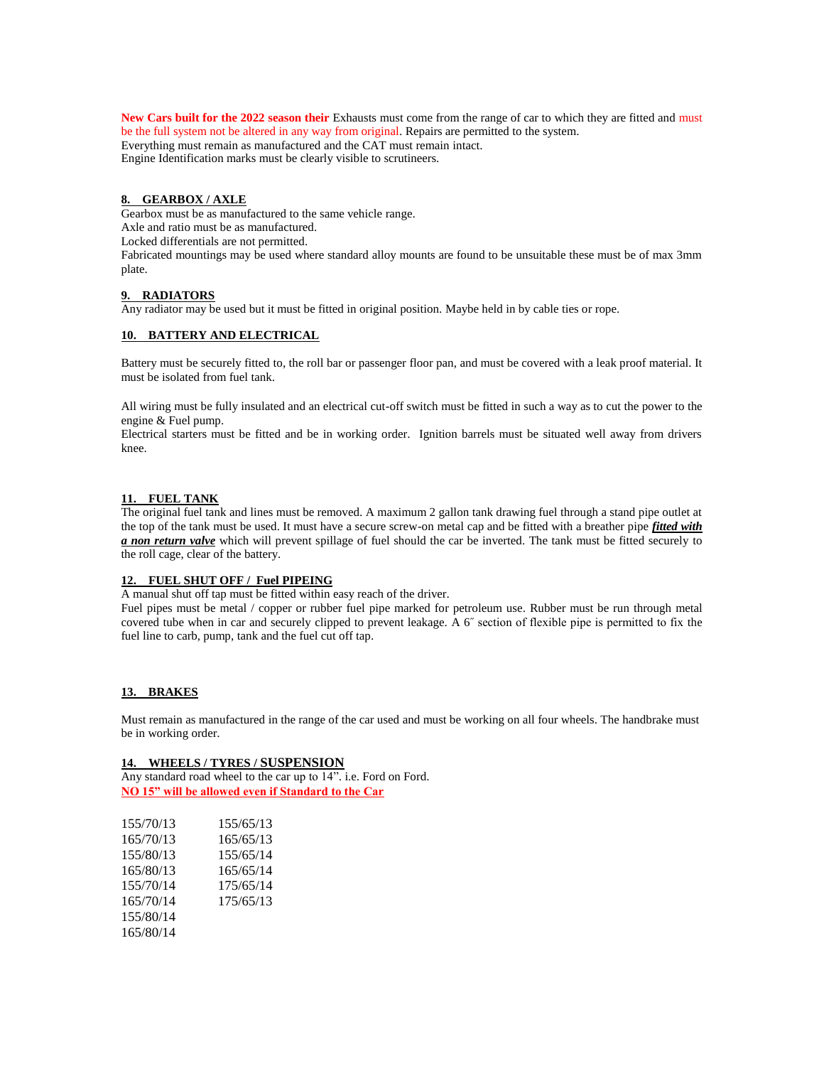**New Cars built for the 2022 season their** Exhausts must come from the range of car to which they are fitted and must be the full system not be altered in any way from original. Repairs are permitted to the system.
Everything must remain as manufactured and the CAT must remain intact.
Engine Identification marks must be clearly visible to scrutineers.

## 8. GEARBOX / AXLE

Gearbox must be as manufactured to the same vehicle range.
Axle and ratio must be as manufactured.
Locked differentials are not permitted.
Fabricated mountings may be used where standard alloy mounts are found to be unsuitable these must be of max 3mm plate.

## 9. RADIATORS

Any radiator may be used but it must be fitted in original position. Maybe held in by cable ties or rope.

## 10. BATTERY AND ELECTRICAL

Battery must be securely fitted to, the roll bar or passenger floor pan, and must be covered with a leak proof material. It must be isolated from fuel tank.

All wiring must be fully insulated and an electrical cut-off switch must be fitted in such a way as to cut the power to the engine & Fuel pump.
Electrical starters must be fitted and be in working order. Ignition barrels must be situated well away from drivers knee.

## 11. FUEL TANK

The original fuel tank and lines must be removed. A maximum 2 gallon tank drawing fuel through a stand pipe outlet at the top of the tank must be used. It must have a secure screw-on metal cap and be fitted with a breather pipe ***fitted with a non return valve*** which will prevent spillage of fuel should the car be inverted. The tank must be fitted securely to the roll cage, clear of the battery.

## 12. FUEL SHUT OFF / Fuel PIPEING

A manual shut off tap must be fitted within easy reach of the driver.
Fuel pipes must be metal / copper or rubber fuel pipe marked for petroleum use. Rubber must be run through metal covered tube when in car and securely clipped to prevent leakage. A 6″ section of flexible pipe is permitted to fix the fuel line to carb, pump, tank and the fuel cut off tap.

## 13. BRAKES

Must remain as manufactured in the range of the car used and must be working on all four wheels. The handbrake must be in working order.

## 14. WHEELS / TYRES / SUSPENSION

Any standard road wheel to the car up to 14". i.e. Ford on Ford.
**NO 15" will be allowed even if Standard to the Car**

| | |
|---|---|
| 155/70/13 | 155/65/13 |
| 165/70/13 | 165/65/13 |
| 155/80/13 | 155/65/14 |
| 165/80/13 | 165/65/14 |
| 155/70/14 | 175/65/14 |
| 165/70/14 | 175/65/13 |
| 155/80/14 | |
| 165/80/14 | |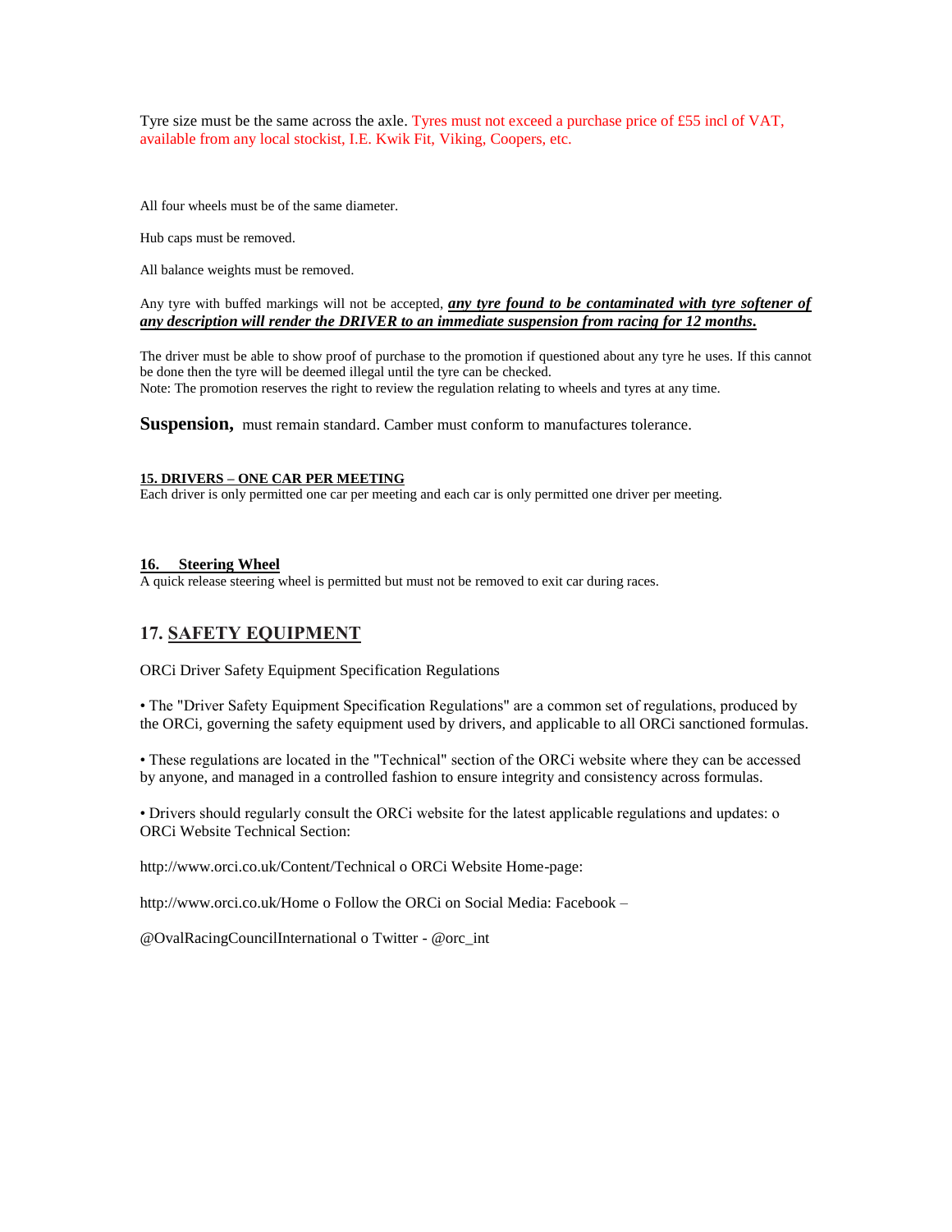Tyre size must be the same across the axle. Tyres must not exceed a purchase price of £55 incl of VAT, available from any local stockist, I.E. Kwik Fit, Viking, Coopers, etc.

All four wheels must be of the same diameter.

Hub caps must be removed.

All balance weights must be removed.

Any tyre with buffed markings will not be accepted, ***any tyre found to be contaminated with tyre softener of any description will render the DRIVER to an immediate suspension from racing for 12 months.***

The driver must be able to show proof of purchase to the promotion if questioned about any tyre he uses. If this cannot be done then the tyre will be deemed illegal until the tyre can be checked.
Note: The promotion reserves the right to review the regulation relating to wheels and tyres at any time.

**Suspension,** must remain standard. Camber must conform to manufactures tolerance.

### 15. DRIVERS – ONE CAR PER MEETING

Each driver is only permitted one car per meeting and each car is only permitted one driver per meeting.

### 16. Steering Wheel

A quick release steering wheel is permitted but must not be removed to exit car during races.

## 17. SAFETY EQUIPMENT

ORCi Driver Safety Equipment Specification Regulations

• The "Driver Safety Equipment Specification Regulations" are a common set of regulations, produced by the ORCi, governing the safety equipment used by drivers, and applicable to all ORCi sanctioned formulas.

• These regulations are located in the "Technical" section of the ORCi website where they can be accessed by anyone, and managed in a controlled fashion to ensure integrity and consistency across formulas.

• Drivers should regularly consult the ORCi website for the latest applicable regulations and updates: o ORCi Website Technical Section:

http://www.orci.co.uk/Content/Technical o ORCi Website Home-page:

http://www.orci.co.uk/Home o Follow the ORCi on Social Media: Facebook –

@OvalRacingCouncilInternational o Twitter - @orc_int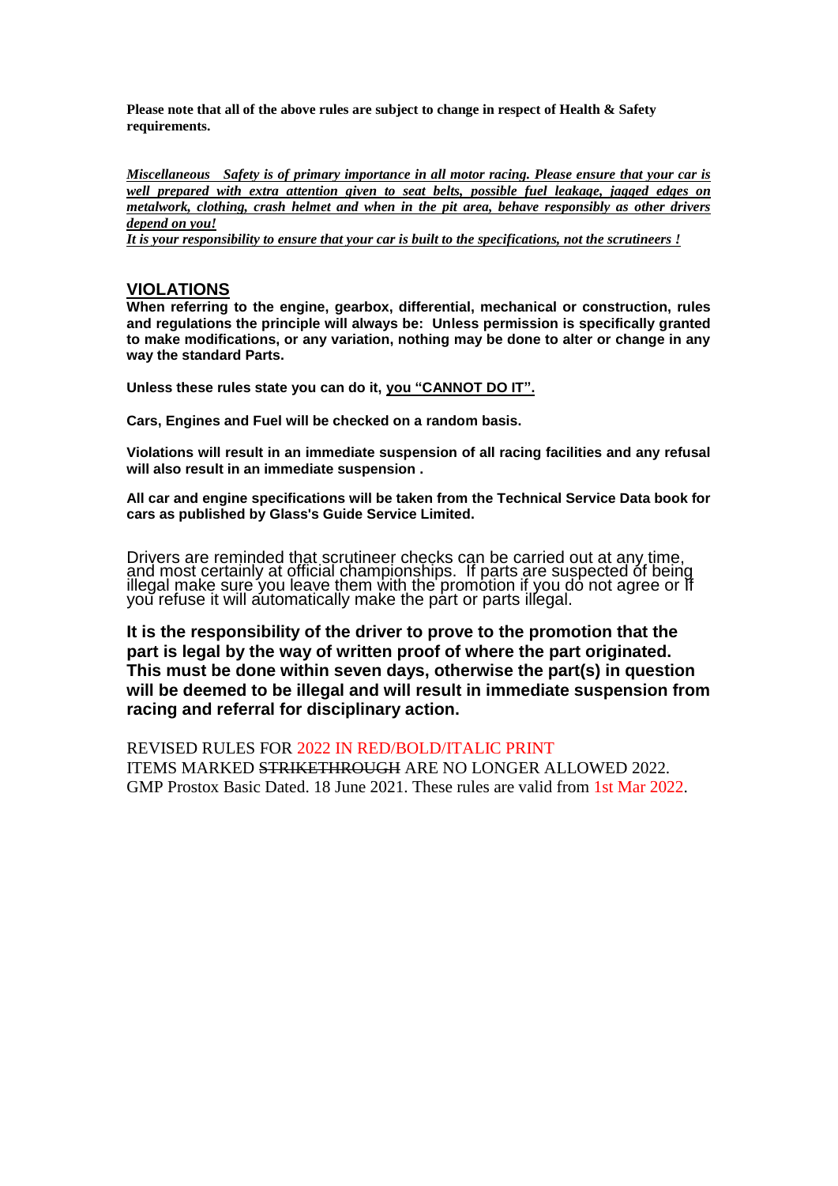**Please note that all of the above rules are subject to change in respect of Health & Safety requirements.**

***Miscellaneous Safety is of primary importance in all motor racing. Please ensure that your car is well prepared with extra attention given to seat belts, possible fuel leakage, jagged edges on metalwork, clothing, crash helmet and when in the pit area, behave responsibly as other drivers depend on you!***

***It is your responsibility to ensure that your car is built to the specifications, not the scrutineers !***

## VIOLATIONS

**When referring to the engine, gearbox, differential, mechanical or construction, rules and regulations the principle will always be: Unless permission is specifically granted to make modifications, or any variation, nothing may be done to alter or change in any way the standard Parts.**

**Unless these rules state you can do it, you "CANNOT DO IT".**

**Cars, Engines and Fuel will be checked on a random basis.**

**Violations will result in an immediate suspension of all racing facilities and any refusal will also result in an immediate suspension .**

**All car and engine specifications will be taken from the Technical Service Data book for cars as published by Glass's Guide Service Limited.**

Drivers are reminded that scrutineer checks can be carried out at any time, and most certainly at official championships. If parts are suspected of being illegal make sure you leave them with the promotion if you do not agree or if you refuse it will automatically make the part or parts illegal.

**It is the responsibility of the driver to prove to the promotion that the part is legal by the way of written proof of where the part originated. This must be done within seven days, otherwise the part(s) in question will be deemed to be illegal and will result in immediate suspension from racing and referral for disciplinary action.**

REVISED RULES FOR 2022 IN RED/BOLD/ITALIC PRINT
ITEMS MARKED ~~STRIKETHROUGH~~ ARE NO LONGER ALLOWED 2022.
GMP Prostox Basic Dated. 18 June 2021. These rules are valid from 1st Mar 2022.